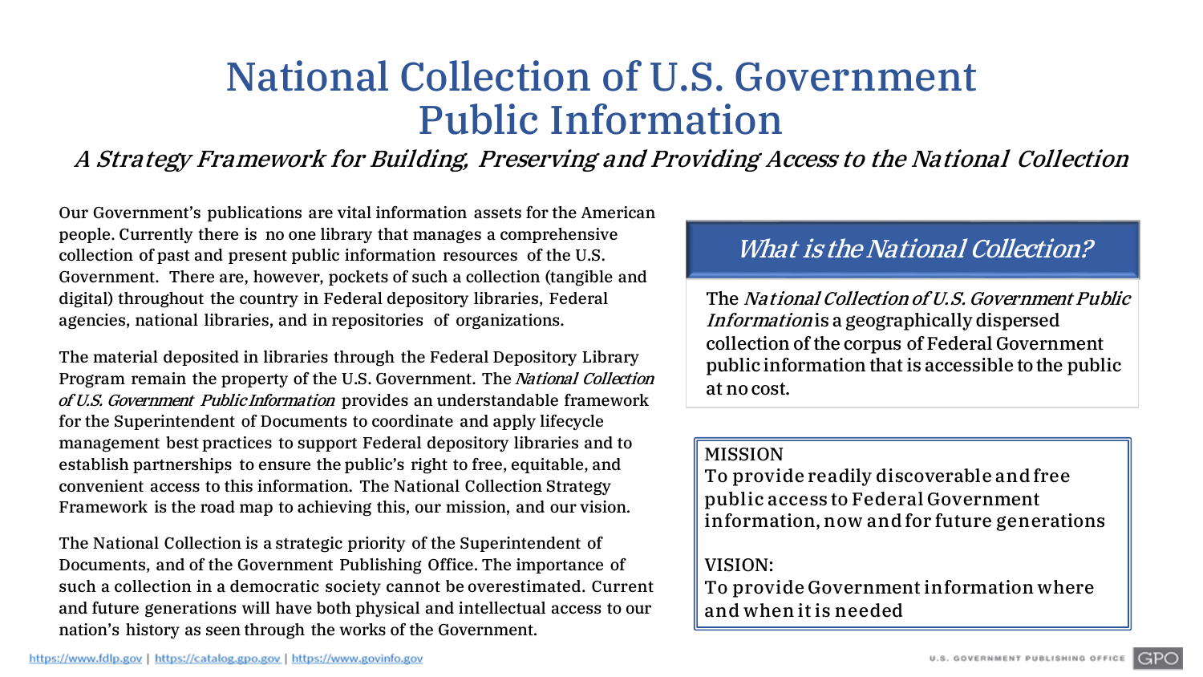# National Collection of U.S. Government Public Information

*A Strategy Framework for Building, Preserving and Providing Access to the National Collection*

Our Government's publications are vital information assets for the American people. Currently there is no one library that manages a comprehensive collection of past and present public information resources of the U.S. Government. There are, however, pockets of such a collection (tangible and digital) throughout the country in Federal depository libraries, Federal agencies, national libraries, and in repositories of organizations.

The material deposited in libraries through the Federal Depository Library Program remain the property of the U.S. Government. The *National Collection of U.S. Government Public Information* provides an understandable framework for the Superintendent of Documents to coordinate and apply lifecycle management best practices to support Federal depository libraries and to establish partnerships to ensure the public's right to free, equitable, and convenient access to this information. The National Collection Strategy Framework is the road map to achieving this, our mission, and our vision.

The National Collection is a strategic priority of the Superintendent of Documents, and of the Government Publishing Office. The importance of such a collection in a democratic society cannot be overestimated. Current and future generations will have both physical and intellectual access to our nation's history as seen through the works of the Government.

## *What is the National Collection?*

The *National Collection of U.S. Government Public Information* is a geographically dispersed collection of the corpus of Federal Government public information that is accessible to the public at no cost.

MISSION
To provide readily discoverable and free public access to Federal Government information, now and for future generations

VISION:
To provide Government information where and when it is needed

https://www.fdlp.gov | https://catalog.gpo.gov | https://www.govinfo.gov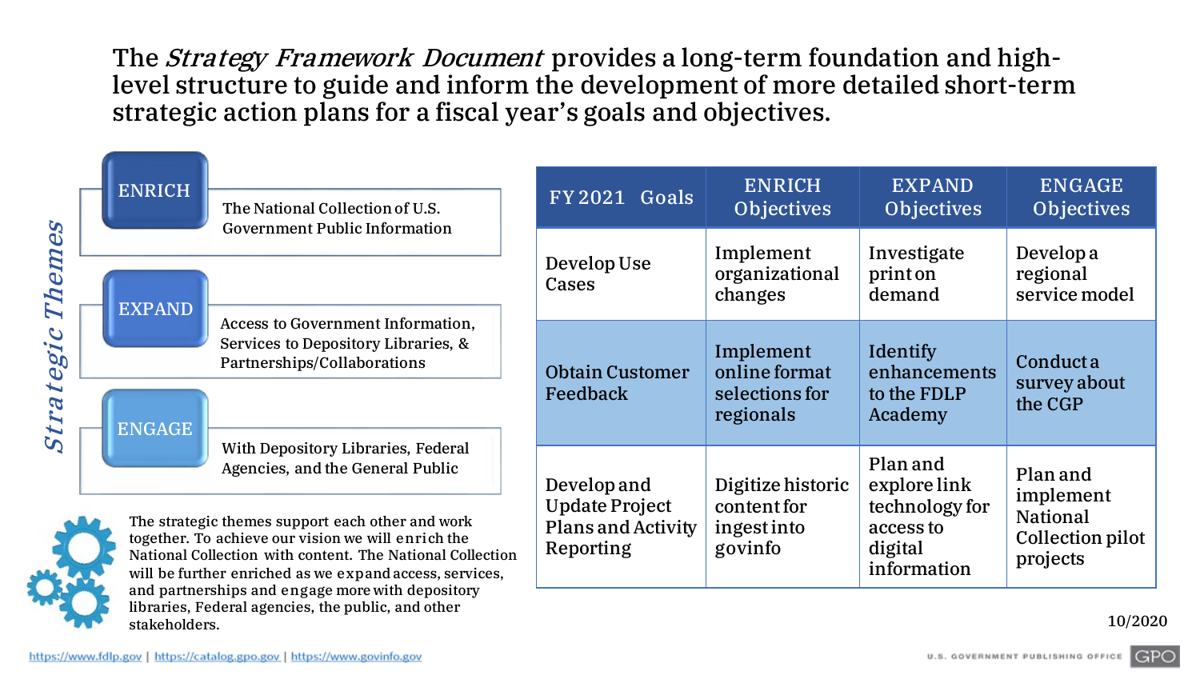The *Strategy Framework Document* provides a long-term foundation and high-level structure to guide and inform the development of more detailed short-term strategic action plans for a fiscal year's goals and objectives.

*Strategic Themes*

**ENRICH**
The National Collection of U.S. Government Public Information

**EXPAND**
Access to Government Information, Services to Depository Libraries, & Partnerships/Collaborations

**ENGAGE**
With Depository Libraries, Federal Agencies, and the General Public

The strategic themes support each other and work together. To achieve our vision we will enrich the National Collection with content. The National Collection will be further enriched as we expand access, services, and partnerships and engage more with depository libraries, Federal agencies, the public, and other stakeholders.

| FY 2021 Goals | ENRICH Objectives | EXPAND Objectives | ENGAGE Objectives |
|---|---|---|---|
| Develop Use Cases | Implement organizational changes | Investigate print on demand | Develop a regional service model |
| Obtain Customer Feedback | Implement online format selections for regionals | Identify enhancements to the FDLP Academy | Conduct a survey about the CGP |
| Develop and Update Project Plans and Activity Reporting | Digitize historic content for ingest into govinfo | Plan and explore link technology for access to digital information | Plan and implement National Collection pilot projects |

10/2020

https://www.fdlp.gov | https://catalog.gpo.gov | https://www.govinfo.gov

U.S. GOVERNMENT PUBLISHING OFFICE GPO